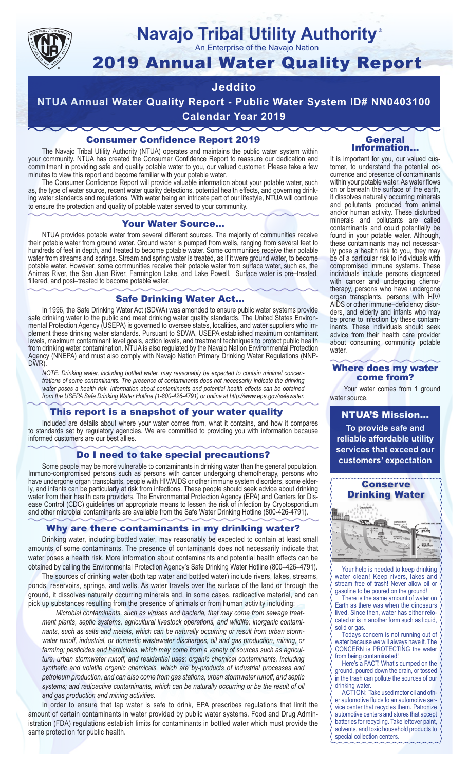# Navajo Tribal Utility Authority®

An Enterprise of the Navajo Nation

# 2019 Annual Water Quality Report

## Jeddito

## NTUA Annual Water Quality Report - Public Water System ID# NN0403100

## Calendar Year 2019

### Consumer Confidence Report 2019

The Navajo Tribal Utility Authority (NTUA) operates and maintains the public water system within your community. NTUA has created the Consumer Confidence Report to reassure our dedication and commitment in providing safe and quality potable water to you, our valued customer. Please take a few minutes to view this report and become familiar with your potable water.

The Consumer Confidence Report will provide valuable information about your potable water, such as, the type of water source, recent water quality detections, potential health effects, and governing drinking water standards and regulations. With water being an intricate part of our lifestyle, NTUA will continue to ensure the protection and quality of potable water served to your community.

### Your Water Source...

NTUA provides potable water from several different sources. The majority of communities receive their potable water from ground water. Ground water is pumped from wells, ranging from several feet to hundreds of feet in depth, and treated to become potable water. Some communities receive their potable water from streams and springs. Stream and spring water is treated, as if it were ground water, to become potable water. However, some communities receive their potable water from surface water, such as, the Animas River, the San Juan River, Farmington Lake, and Lake Powell. Surface water is pre–treated, filtered, and post–treated to become potable water.

### Safe Drinking Water Act...

In 1996, the Safe Drinking Water Act (SDWA) was amended to ensure public water systems provide safe drinking water to the public and meet drinking water quality standards. The United States Environmental Protection Agency (USEPA) is governed to oversee states, localities, and water suppliers who implement these drinking water standards. Pursuant to SDWA, USEPA established maximum contaminant levels, maximum contaminant level goals, action levels, and treatment techniques to protect public health from drinking water contamination. NTUA is also regulated by the Navajo Nation Environmental Protection Agency (NNEPA) and must also comply with Navajo Nation Primary Drinking Water Regulations (NNPDWR).

*NOTE: Drinking water, including bottled water, may reasonably be expected to contain minimal concentrations of some contaminants. The presence of contaminants does not necessarily indicate the drinking water poses a health risk. Information about contaminants and potential health effects can be obtained from the USEPA Safe Drinking Water Hotline (1-800-426-4791) or online at http://www.epa.gov/safewater.*

### This report is a snapshot of your water quality

Included are details about where your water comes from, what it contains, and how it compares to standards set by regulatory agencies. We are committed to providing you with information because informed customers are our best allies.

### Do I need to take special precautions?

Some people may be more vulnerable to contaminants in drinking water than the general population. Immuno-compromised persons such as persons with cancer undergoing chemotherapy, persons who have undergone organ transplants, people with HIV/AIDS or other immune system disorders, some elderly, and infants can be particularly at risk from infections. These people should seek advice about drinking water from their health care providers. The Environmental Protection Agency (EPA) and Centers for Disease Control (CDC) guidelines on appropriate means to lessen the risk of infection by Cryptosporidium and other microbial contaminants are available from the Safe Water Drinking Hotline (800-426-4791).

### Why are there contaminants in my drinking water?

Drinking water, including bottled water, may reasonably be expected to contain at least small amounts of some contaminants. The presence of contaminants does not necessarily indicate that water poses a health risk. More information about contaminants and potential health effects can be obtained by calling the Environmental Protection Agency's Safe Drinking Water Hotline (800–426–4791).

The sources of drinking water (both tap water and bottled water) include rivers, lakes, streams, ponds, reservoirs, springs, and wells. As water travels over the surface of the land or through the ground, it dissolves naturally occurring minerals and, in some cases, radioactive material, and can pick up substances resulting from the presence of animals or from human activity including:

*Microbial contaminants, such as viruses and bacteria, that may come from sewage treatment plants, septic systems, agricultural livestock operations, and wildlife; inorganic contaminants, such as salts and metals, which can be naturally occurring or result from urban stormwater runoff, industrial, or domestic wastewater discharges, oil and gas production, mining, or farming; pesticides and herbicides, which may come from a variety of sources such as agriculture, urban stormwater runoff, and residential uses; organic chemical contaminants, including synthetic and volatile organic chemicals, which are by-products of industrial processes and petroleum production, and can also come from gas stations, urban stormwater runoff, and septic systems; and radioactive contaminants, which can be naturally occurring or be the result of oil and gas production and mining activities.*

In order to ensure that tap water is safe to drink, EPA prescribes regulations that limit the amount of certain contaminants in water provided by public water systems. Food and Drug Administration (FDA) regulations establish limits for contaminants in bottled water which must provide the same protection for public health.

### General Information...

It is important for you, our valued customer, to understand the potential occurrence and presence of contaminants within your potable water. As water flows on or beneath the surface of the earth, it dissolves naturally occurring minerals and pollutants produced from animal and/or human activity. These disturbed minerals and pollutants are called contaminants and could potentially be found in your potable water. Although, these contaminants may not necessarily pose a health risk to you, they may be of a particular risk to individuals with compromised immune systems. These individuals include persons diagnosed with cancer and undergoing chemotherapy, persons who have undergone organ transplants, persons with HIV/AIDS or other immune–deficiency disorders, and elderly and infants who may be prone to infection by these contaminants. These individuals should seek advice from their health care provider about consuming community potable water.

### Where does my water come from?

Your water comes from 1 ground water source.

### NTUA'S Mission...

**To provide safe and reliable affordable utility services that exceed our customers' expectation**

### Conserve Drinking Water

Your help is needed to keep drinking water clean! Keep rivers, lakes and stream free of trash! Never allow oil or gasoline to be poured on the ground!

There is the same amount of water on Earth as there was when the dinosaurs lived. Since then, water has either relocated or is in another form such as liquid, solid or gas.

Todays concern is not running out of water because we will always have it. The CONCERN is PROTECTING the water from being contaminated!

Here's a FACT: What's dumped on the ground, poured down the drain, or tossed in the trash can pollute the sources of our drinking water.

ACTION: Take used motor oil and other automotive fluids to an automotive service center that recycles them. Patronize automotive centers and stores that accept batteries for recycling. Take leftover paint, solvents, and toxic household products to special collection centers.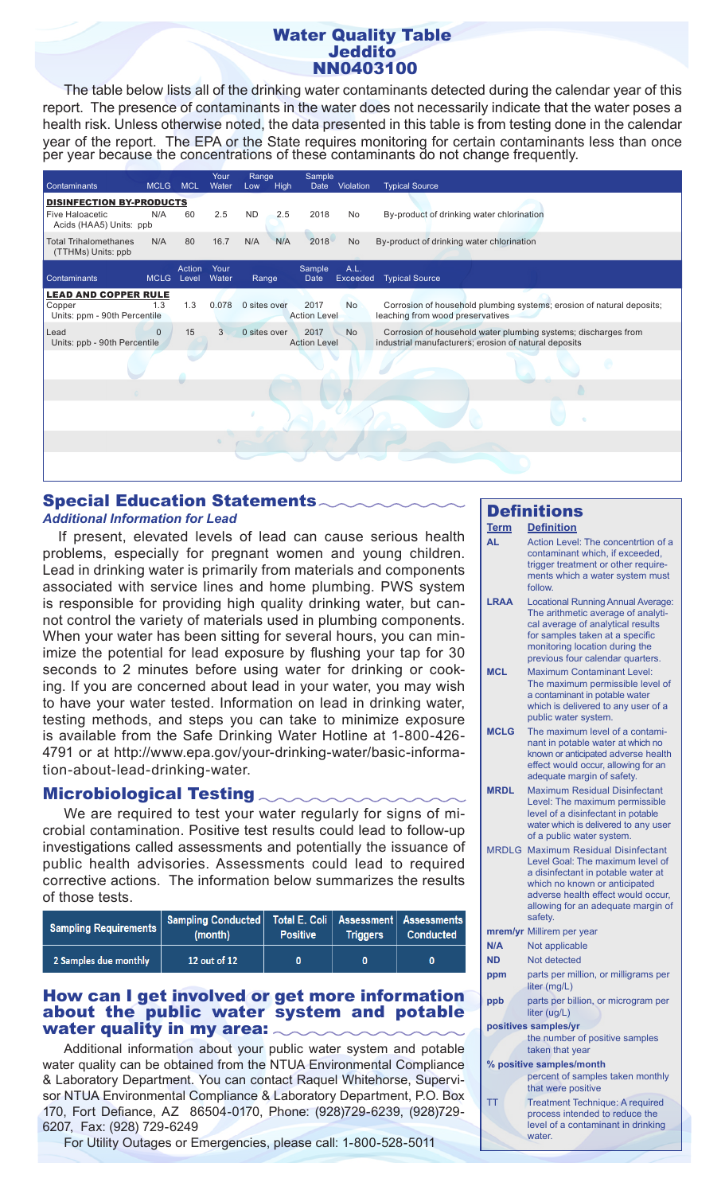# Water Quality Table
## Jeddito
## NN0403100

The table below lists all of the drinking water contaminants detected during the calendar year of this report. The presence of contaminants in the water does not necessarily indicate that the water poses a health risk. Unless otherwise noted, the data presented in this table is from testing done in the calendar year of the report. The EPA or the State requires monitoring for certain contaminants less than once per year because the concentrations of these contaminants do not change frequently.

| Contaminants | MCLG | MCL | Your Water | Range Low | Range High | Sample Date | Violation | Typical Source |
|---|---|---|---|---|---|---|---|---|
| **DISINFECTION BY-PRODUCTS** | | | | | | | | |
| Five Haloacetic Acids (HAA5) Units: ppb | N/A | 60 | 2.5 | ND | 2.5 | 2018 | No | By-product of drinking water chlorination |
| Total Trihalomethanes (TTHMs) Units: ppb | N/A | 80 | 16.7 | N/A | N/A | 2018 | No | By-product of drinking water chlorination |

| Contaminants | MCLG | Action Level | Your Water | Range | Sample Date | A.L. Exceeded | Typical Source |
|---|---|---|---|---|---|---|---|
| **LEAD AND COPPER RULE** | | | | | | | |
| Copper Units: ppm - 90th Percentile | 1.3 | 1.3 | 0.078 | 0 sites over Action Level | 2017 | No | Corrosion of household plumbing systems; erosion of natural deposits; leaching from wood preservatives |
| Lead Units: ppb - 90th Percentile | 0 | 15 | 3 | 0 sites over Action Level | 2017 | No | Corrosion of household water plumbing systems; discharges from industrial manufacturers; erosion of natural deposits |

## Special Education Statements

### *Additional Information for Lead*

If present, elevated levels of lead can cause serious health problems, especially for pregnant women and young children. Lead in drinking water is primarily from materials and components associated with service lines and home plumbing. PWS system is responsible for providing high quality drinking water, but cannot control the variety of materials used in plumbing components. When your water has been sitting for several hours, you can minimize the potential for lead exposure by flushing your tap for 30 seconds to 2 minutes before using water for drinking or cooking. If you are concerned about lead in your water, you may wish to have your water tested. Information on lead in drinking water, testing methods, and steps you can take to minimize exposure is available from the Safe Drinking Water Hotline at 1-800-426-4791 or at http://www.epa.gov/your-drinking-water/basic-information-about-lead-drinking-water.

## Microbiological Testing

We are required to test your water regularly for signs of microbial contamination. Positive test results could lead to follow-up investigations called assessments and potentially the issuance of public health advisories. Assessments could lead to required corrective actions. The information below summarizes the results of those tests.

| Sampling Requirements | Sampling Conducted (month) | Total E. Coli Positive | Assessment Triggers | Assessments Conducted |
|---|---|---|---|---|
| 2 Samples due monthly | 12 out of 12 | 0 | 0 | 0 |

## How can I get involved or get more information about the public water system and potable water quality in my area:

Additional information about your public water system and potable water quality can be obtained from the NTUA Environmental Compliance & Laboratory Department. You can contact Raquel Whitehorse, Supervisor NTUA Environmental Compliance & Laboratory Department, P.O. Box 170, Fort Defiance, AZ 86504-0170, Phone: (928)729-6239, (928)729-6207, Fax: (928) 729-6249

For Utility Outages or Emergencies, please call: 1-800-528-5011

## Definitions

| Term | Definition |
|---|---|
| **AL** | Action Level: The concentrtion of a contaminant which, if exceeded, trigger treatment or other requirements which a water system must follow. |
| **LRAA** | Locational Running Annual Average: The arithmetic average of analytical average of analytical results for samples taken at a specific monitoring location during the previous four calendar quarters. |
| **MCL** | Maximum Contaminant Level: The maximum permissible level of a contaminant in potable water which is delivered to any user of a public water system. |
| **MCLG** | The maximum level of a contaminant in potable water at which no known or anticipated adverse health effect would occur, allowing for an adequate margin of safety. |
| **MRDL** | Maximum Residual Disinfectant Level: The maximum permissible level of a disinfectant in potable water which is delivered to any user of a public water system. |
| **MRDLG** | Maximum Residual Disinfectant Level Goal: The maximum level of a disinfectant in potable water at which no known or anticipated adverse health effect would occur, allowing for an adequate margin of safety. |
| **mrem/yr** | Millirem per year |
| **N/A** | Not applicable |
| **ND** | Not detected |
| **ppm** | parts per million, or milligrams per liter (mg/L) |
| **ppb** | parts per billion, or microgram per liter (ug/L) |
| **positives samples/yr** | the number of positive samples taken that year |
| **% positive samples/month** | percent of samples taken monthly that were positive |
| **TT** | Treatment Technique: A required process intended to reduce the level of a contaminant in drinking water. |